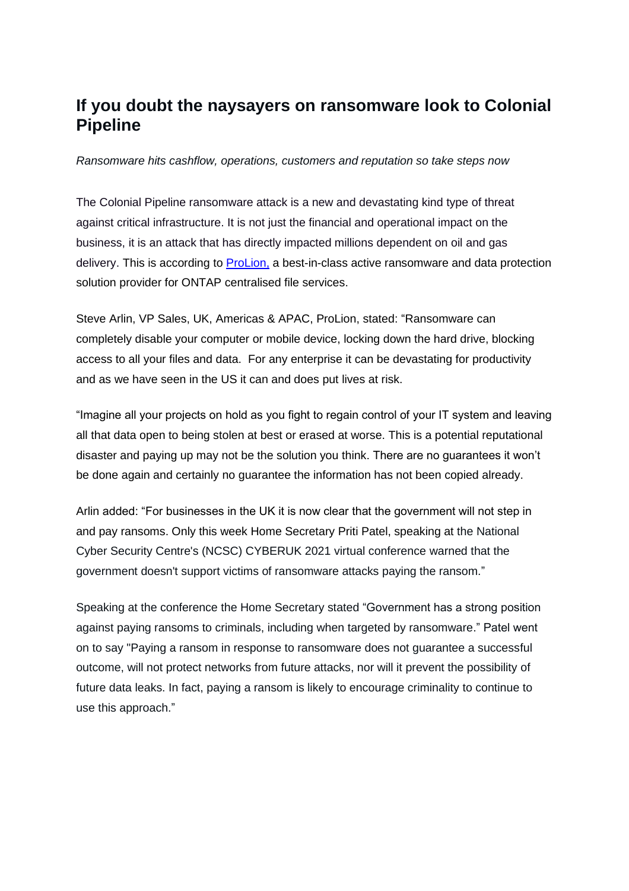# If you doubt the naysayers on ransomware look to Colonial Pipeline

*Ransomware hits cashflow, operations, customers and reputation so take steps now*

The Colonial Pipeline ransomware attack is a new and devastating kind type of threat against critical infrastructure. It is not just the financial and operational impact on the business, it is an attack that has directly impacted millions dependent on oil and gas delivery. This is according to ProLion, a best-in-class active ransomware and data protection solution provider for ONTAP centralised file services.

Steve Arlin, VP Sales, UK, Americas & APAC, ProLion, stated: "Ransomware can completely disable your computer or mobile device, locking down the hard drive, blocking access to all your files and data. For any enterprise it can be devastating for productivity and as we have seen in the US it can and does put lives at risk.

"Imagine all your projects on hold as you fight to regain control of your IT system and leaving all that data open to being stolen at best or erased at worse. This is a potential reputational disaster and paying up may not be the solution you think. There are no guarantees it won't be done again and certainly no guarantee the information has not been copied already.

Arlin added: "For businesses in the UK it is now clear that the government will not step in and pay ransoms. Only this week Home Secretary Priti Patel, speaking at the National Cyber Security Centre's (NCSC) CYBERUK 2021 virtual conference warned that the government doesn't support victims of ransomware attacks paying the ransom."

Speaking at the conference the Home Secretary stated "Government has a strong position against paying ransoms to criminals, including when targeted by ransomware." Patel went on to say "Paying a ransom in response to ransomware does not guarantee a successful outcome, will not protect networks from future attacks, nor will it prevent the possibility of future data leaks. In fact, paying a ransom is likely to encourage criminality to continue to use this approach."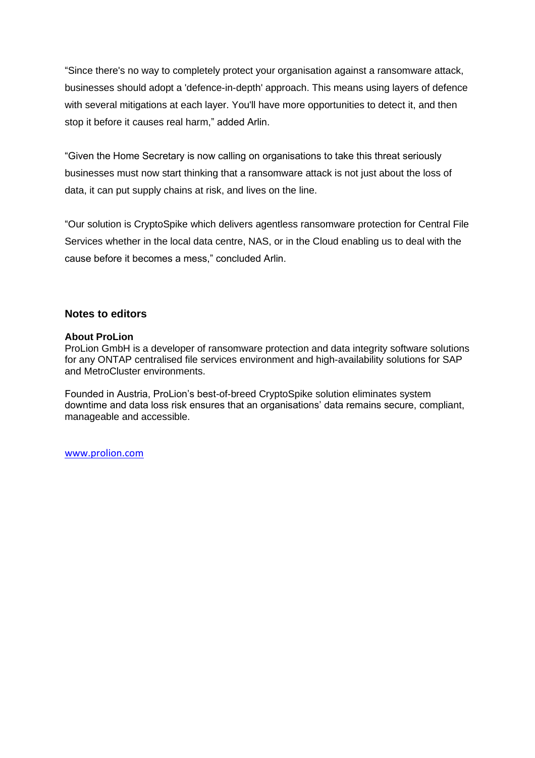"Since there's no way to completely protect your organisation against a ransomware attack, businesses should adopt a 'defence-in-depth' approach. This means using layers of defence with several mitigations at each layer. You'll have more opportunities to detect it, and then stop it before it causes real harm," added Arlin.

"Given the Home Secretary is now calling on organisations to take this threat seriously businesses must now start thinking that a ransomware attack is not just about the loss of data, it can put supply chains at risk, and lives on the line.

"Our solution is CryptoSpike which delivers agentless ransomware protection for Central File Services whether in the local data centre, NAS, or in the Cloud enabling us to deal with the cause before it becomes a mess," concluded Arlin.

## Notes to editors

**About ProLion**
ProLion GmbH is a developer of ransomware protection and data integrity software solutions for any ONTAP centralised file services environment and high-availability solutions for SAP and MetroCluster environments.

Founded in Austria, ProLion's best-of-breed CryptoSpike solution eliminates system downtime and data loss risk ensures that an organisations' data remains secure, compliant, manageable and accessible.

[www.prolion.com](http://www.prolion.com)